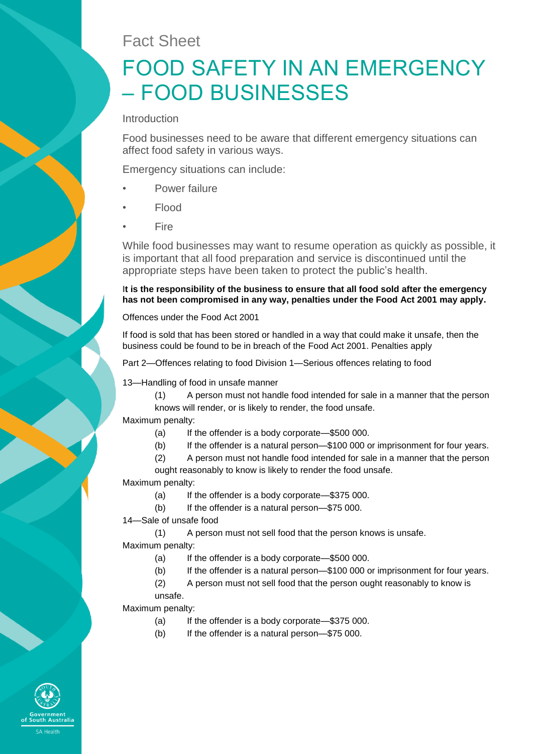Fact Sheet

# FOOD SAFETY IN AN EMERGENCY – FOOD BUSINESSES

## Introduction

Food businesses need to be aware that different emergency situations can affect food safety in various ways.

Emergency situations can include:

- Power failure
- Flood
- Fire

While food businesses may want to resume operation as quickly as possible, it is important that all food preparation and service is discontinued until the appropriate steps have been taken to protect the public's health.

**It is the responsibility of the business to ensure that all food sold after the emergency has not been compromised in any way, penalties under the Food Act 2001 may apply.**

### Offences under the Food Act 2001

If food is sold that has been stored or handled in a way that could make it unsafe, then the business could be found to be in breach of the Food Act 2001. Penalties apply

Part 2—Offences relating to food Division 1—Serious offences relating to food

13—Handling of food in unsafe manner

(1) A person must not handle food intended for sale in a manner that the person knows will render, or is likely to render, the food unsafe.

Maximum penalty:

(a) If the offender is a body corporate—$500 000.

(b) If the offender is a natural person—$100 000 or imprisonment for four years.

(2) A person must not handle food intended for sale in a manner that the person ought reasonably to know is likely to render the food unsafe.

Maximum penalty:

(a) If the offender is a body corporate—$375 000.

(b) If the offender is a natural person—$75 000.

14—Sale of unsafe food

(1) A person must not sell food that the person knows is unsafe.

Maximum penalty:

(a) If the offender is a body corporate—$500 000.

(b) If the offender is a natural person—$100 000 or imprisonment for four years.

(2) A person must not sell food that the person ought reasonably to know is unsafe.

Maximum penalty:

(a) If the offender is a body corporate—$375 000.

(b) If the offender is a natural person—$75 000.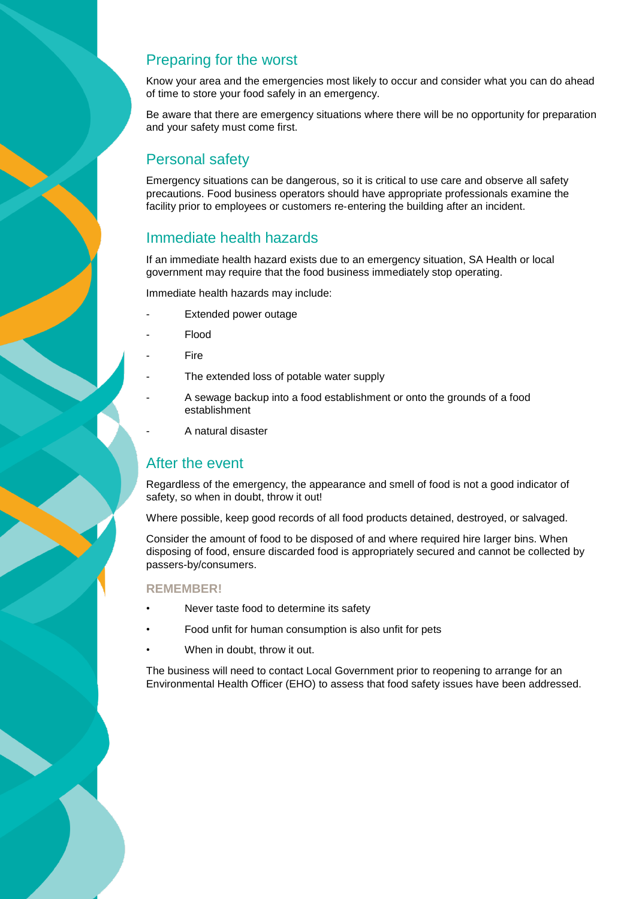## Preparing for the worst

Know your area and the emergencies most likely to occur and consider what you can do ahead of time to store your food safely in an emergency.

Be aware that there are emergency situations where there will be no opportunity for preparation and your safety must come first.

## Personal safety

Emergency situations can be dangerous, so it is critical to use care and observe all safety precautions. Food business operators should have appropriate professionals examine the facility prior to employees or customers re-entering the building after an incident.

## Immediate health hazards

If an immediate health hazard exists due to an emergency situation, SA Health or local government may require that the food business immediately stop operating.

Immediate health hazards may include:

- Extended power outage
- Flood
- Fire
- The extended loss of potable water supply
- A sewage backup into a food establishment or onto the grounds of a food establishment
- A natural disaster

## After the event

Regardless of the emergency, the appearance and smell of food is not a good indicator of safety, so when in doubt, throw it out!

Where possible, keep good records of all food products detained, destroyed, or salvaged.

Consider the amount of food to be disposed of and where required hire larger bins. When disposing of food, ensure discarded food is appropriately secured and cannot be collected by passers-by/consumers.

**REMEMBER!**

- Never taste food to determine its safety
- Food unfit for human consumption is also unfit for pets
- When in doubt, throw it out.

The business will need to contact Local Government prior to reopening to arrange for an Environmental Health Officer (EHO) to assess that food safety issues have been addressed.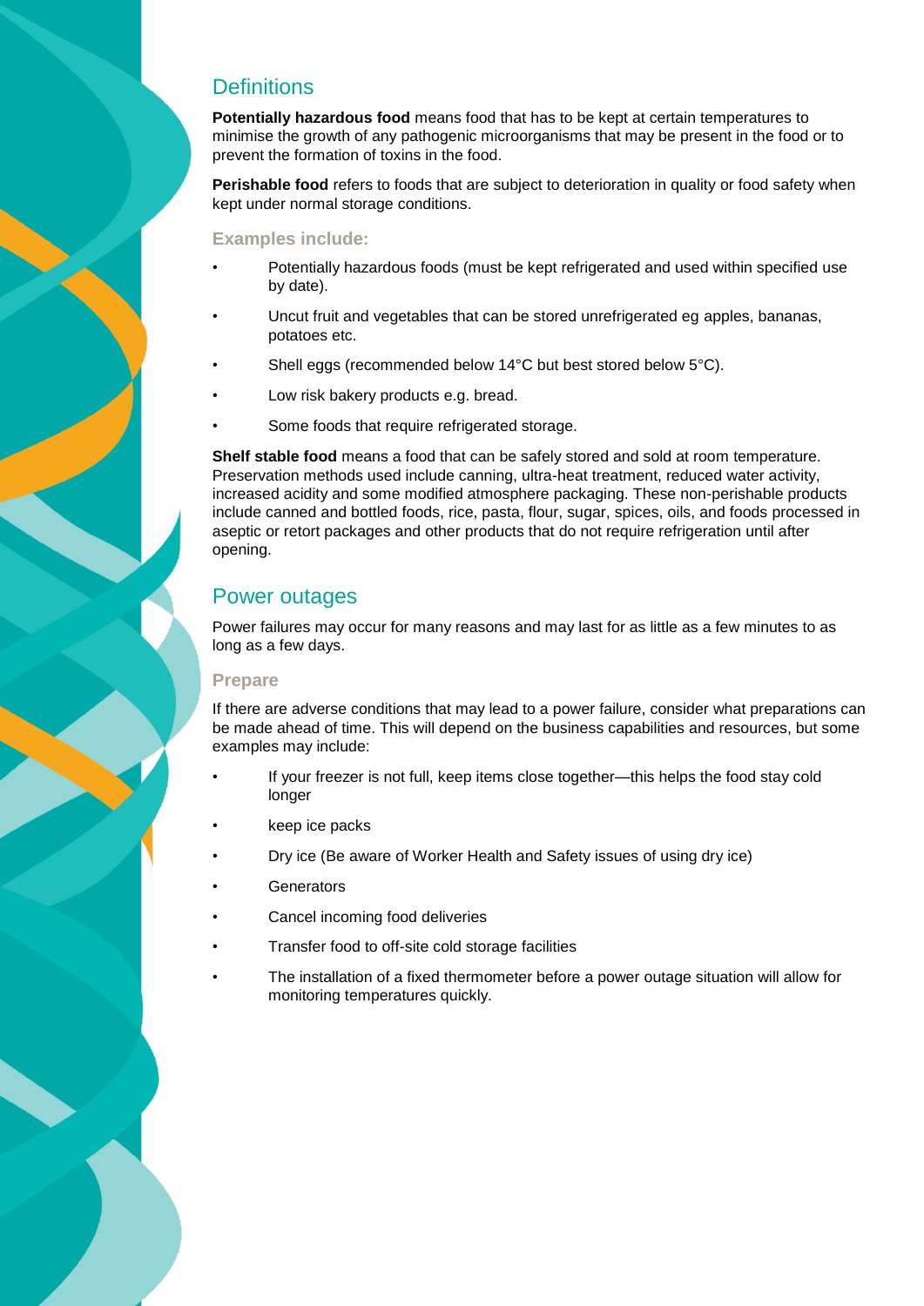## Definitions

**Potentially hazardous food** means food that has to be kept at certain temperatures to minimise the growth of any pathogenic microorganisms that may be present in the food or to prevent the formation of toxins in the food.

**Perishable food** refers to foods that are subject to deterioration in quality or food safety when kept under normal storage conditions.

### Examples include:

- Potentially hazardous foods (must be kept refrigerated and used within specified use by date).
- Uncut fruit and vegetables that can be stored unrefrigerated eg apples, bananas, potatoes etc.
- Shell eggs (recommended below 14°C but best stored below 5°C).
- Low risk bakery products e.g. bread.
- Some foods that require refrigerated storage.

**Shelf stable food** means a food that can be safely stored and sold at room temperature. Preservation methods used include canning, ultra-heat treatment, reduced water activity, increased acidity and some modified atmosphere packaging. These non-perishable products include canned and bottled foods, rice, pasta, flour, sugar, spices, oils, and foods processed in aseptic or retort packages and other products that do not require refrigeration until after opening.

## Power outages

Power failures may occur for many reasons and may last for as little as a few minutes to as long as a few days.

### Prepare

If there are adverse conditions that may lead to a power failure, consider what preparations can be made ahead of time. This will depend on the business capabilities and resources, but some examples may include:

- If your freezer is not full, keep items close together—this helps the food stay cold longer
- keep ice packs
- Dry ice (Be aware of Worker Health and Safety issues of using dry ice)
- Generators
- Cancel incoming food deliveries
- Transfer food to off-site cold storage facilities
- The installation of a fixed thermometer before a power outage situation will allow for monitoring temperatures quickly.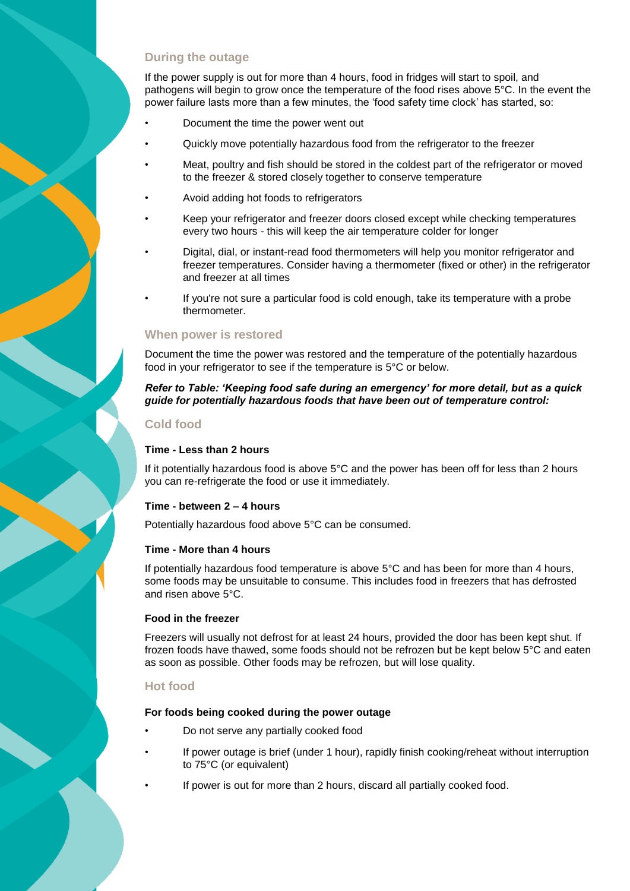## During the outage

If the power supply is out for more than 4 hours, food in fridges will start to spoil, and pathogens will begin to grow once the temperature of the food rises above 5°C. In the event the power failure lasts more than a few minutes, the 'food safety time clock' has started, so:

- Document the time the power went out
- Quickly move potentially hazardous food from the refrigerator to the freezer
- Meat, poultry and fish should be stored in the coldest part of the refrigerator or moved to the freezer & stored closely together to conserve temperature
- Avoid adding hot foods to refrigerators
- Keep your refrigerator and freezer doors closed except while checking temperatures every two hours - this will keep the air temperature colder for longer
- Digital, dial, or instant-read food thermometers will help you monitor refrigerator and freezer temperatures. Consider having a thermometer (fixed or other) in the refrigerator and freezer at all times
- If you're not sure a particular food is cold enough, take its temperature with a probe thermometer.

## When power is restored

Document the time the power was restored and the temperature of the potentially hazardous food in your refrigerator to see if the temperature is 5°C or below.

***Refer to Table: 'Keeping food safe during an emergency' for more detail, but as a quick guide for potentially hazardous foods that have been out of temperature control:***

## Cold food

**Time - Less than 2 hours**

If it potentially hazardous food is above 5°C and the power has been off for less than 2 hours you can re-refrigerate the food or use it immediately.

**Time - between 2 – 4 hours**

Potentially hazardous food above 5°C can be consumed.

**Time - More than 4 hours**

If potentially hazardous food temperature is above 5°C and has been for more than 4 hours, some foods may be unsuitable to consume. This includes food in freezers that has defrosted and risen above 5°C.

**Food in the freezer**

Freezers will usually not defrost for at least 24 hours, provided the door has been kept shut. If frozen foods have thawed, some foods should not be refrozen but be kept below 5°C and eaten as soon as possible. Other foods may be refrozen, but will lose quality.

## Hot food

**For foods being cooked during the power outage**

- Do not serve any partially cooked food
- If power outage is brief (under 1 hour), rapidly finish cooking/reheat without interruption to 75°C (or equivalent)
- If power is out for more than 2 hours, discard all partially cooked food.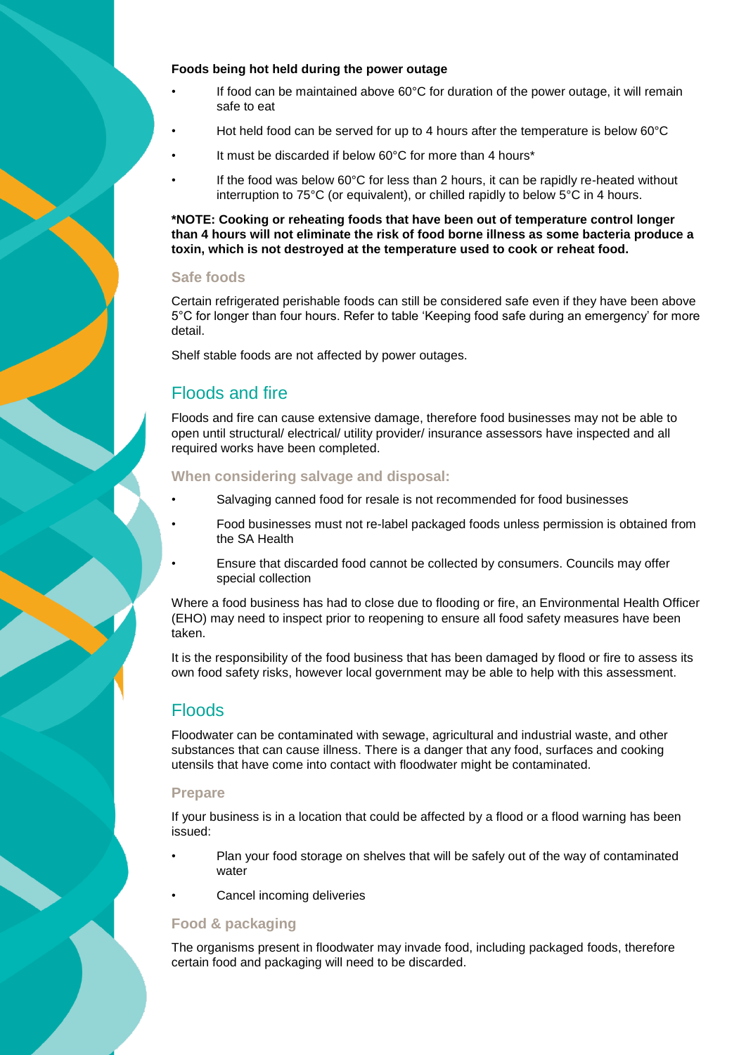**Foods being hot held during the power outage**

- If food can be maintained above 60°C for duration of the power outage, it will remain safe to eat
- Hot held food can be served for up to 4 hours after the temperature is below 60°C
- It must be discarded if below 60°C for more than 4 hours*
- If the food was below 60°C for less than 2 hours, it can be rapidly re-heated without interruption to 75°C (or equivalent), or chilled rapidly to below 5°C in 4 hours.

**\*NOTE: Cooking or reheating foods that have been out of temperature control longer than 4 hours will not eliminate the risk of food borne illness as some bacteria produce a toxin, which is not destroyed at the temperature used to cook or reheat food.**

### Safe foods

Certain refrigerated perishable foods can still be considered safe even if they have been above 5°C for longer than four hours. Refer to table 'Keeping food safe during an emergency' for more detail.

Shelf stable foods are not affected by power outages.

## Floods and fire

Floods and fire can cause extensive damage, therefore food businesses may not be able to open until structural/ electrical/ utility provider/ insurance assessors have inspected and all required works have been completed.

### When considering salvage and disposal:

- Salvaging canned food for resale is not recommended for food businesses
- Food businesses must not re-label packaged foods unless permission is obtained from the SA Health
- Ensure that discarded food cannot be collected by consumers. Councils may offer special collection

Where a food business has had to close due to flooding or fire, an Environmental Health Officer (EHO) may need to inspect prior to reopening to ensure all food safety measures have been taken.

It is the responsibility of the food business that has been damaged by flood or fire to assess its own food safety risks, however local government may be able to help with this assessment.

## Floods

Floodwater can be contaminated with sewage, agricultural and industrial waste, and other substances that can cause illness. There is a danger that any food, surfaces and cooking utensils that have come into contact with floodwater might be contaminated.

### Prepare

If your business is in a location that could be affected by a flood or a flood warning has been issued:

- Plan your food storage on shelves that will be safely out of the way of contaminated water
- Cancel incoming deliveries

### Food & packaging

The organisms present in floodwater may invade food, including packaged foods, therefore certain food and packaging will need to be discarded.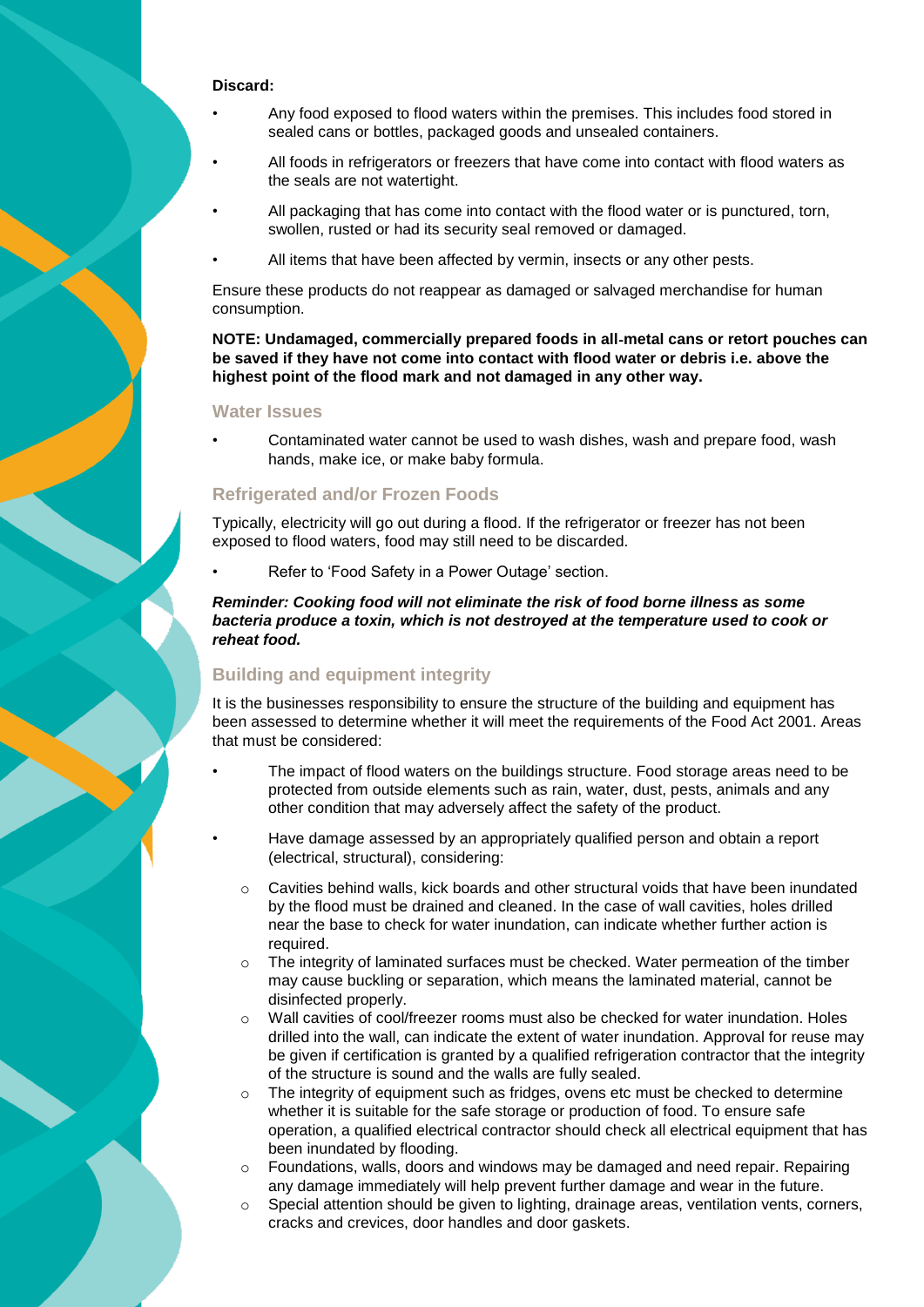**Discard:**

- Any food exposed to flood waters within the premises. This includes food stored in sealed cans or bottles, packaged goods and unsealed containers.
- All foods in refrigerators or freezers that have come into contact with flood waters as the seals are not watertight.
- All packaging that has come into contact with the flood water or is punctured, torn, swollen, rusted or had its security seal removed or damaged.
- All items that have been affected by vermin, insects or any other pests.

Ensure these products do not reappear as damaged or salvaged merchandise for human consumption.

**NOTE: Undamaged, commercially prepared foods in all-metal cans or retort pouches can be saved if they have not come into contact with flood water or debris i.e. above the highest point of the flood mark and not damaged in any other way.**

## Water Issues

- Contaminated water cannot be used to wash dishes, wash and prepare food, wash hands, make ice, or make baby formula.

## Refrigerated and/or Frozen Foods

Typically, electricity will go out during a flood. If the refrigerator or freezer has not been exposed to flood waters, food may still need to be discarded.

- Refer to 'Food Safety in a Power Outage' section.

***Reminder: Cooking food will not eliminate the risk of food borne illness as some bacteria produce a toxin, which is not destroyed at the temperature used to cook or reheat food.***

## Building and equipment integrity

It is the businesses responsibility to ensure the structure of the building and equipment has been assessed to determine whether it will meet the requirements of the Food Act 2001. Areas that must be considered:

- The impact of flood waters on the buildings structure. Food storage areas need to be protected from outside elements such as rain, water, dust, pests, animals and any other condition that may adversely affect the safety of the product.
- Have damage assessed by an appropriately qualified person and obtain a report (electrical, structural), considering:
  - Cavities behind walls, kick boards and other structural voids that have been inundated by the flood must be drained and cleaned. In the case of wall cavities, holes drilled near the base to check for water inundation, can indicate whether further action is required.
  - The integrity of laminated surfaces must be checked. Water permeation of the timber may cause buckling or separation, which means the laminated material, cannot be disinfected properly.
  - Wall cavities of cool/freezer rooms must also be checked for water inundation. Holes drilled into the wall, can indicate the extent of water inundation. Approval for reuse may be given if certification is granted by a qualified refrigeration contractor that the integrity of the structure is sound and the walls are fully sealed.
  - The integrity of equipment such as fridges, ovens etc must be checked to determine whether it is suitable for the safe storage or production of food. To ensure safe operation, a qualified electrical contractor should check all electrical equipment that has been inundated by flooding.
  - Foundations, walls, doors and windows may be damaged and need repair. Repairing any damage immediately will help prevent further damage and wear in the future.
  - Special attention should be given to lighting, drainage areas, ventilation vents, corners, cracks and crevices, door handles and door gaskets.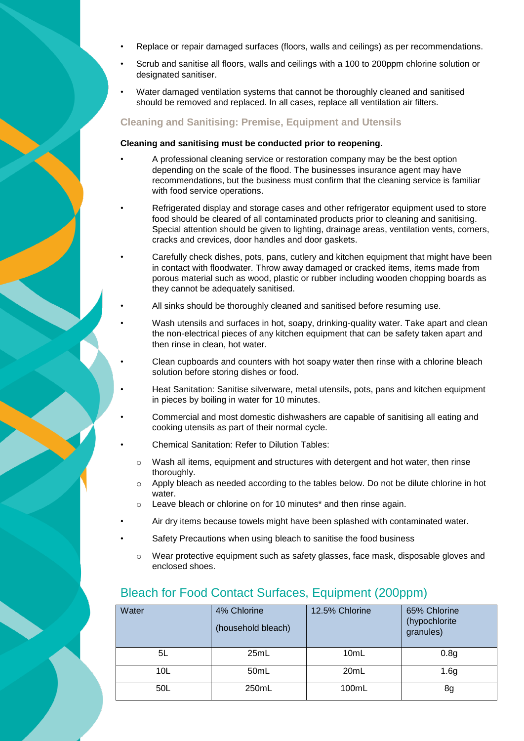- Replace or repair damaged surfaces (floors, walls and ceilings) as per recommendations.
- Scrub and sanitise all floors, walls and ceilings with a 100 to 200ppm chlorine solution or designated sanitiser.
- Water damaged ventilation systems that cannot be thoroughly cleaned and sanitised should be removed and replaced. In all cases, replace all ventilation air filters.

### Cleaning and Sanitising: Premise, Equipment and Utensils

**Cleaning and sanitising must be conducted prior to reopening.**

- A professional cleaning service or restoration company may be the best option depending on the scale of the flood. The businesses insurance agent may have recommendations, but the business must confirm that the cleaning service is familiar with food service operations.
- Refrigerated display and storage cases and other refrigerator equipment used to store food should be cleared of all contaminated products prior to cleaning and sanitising. Special attention should be given to lighting, drainage areas, ventilation vents, corners, cracks and crevices, door handles and door gaskets.
- Carefully check dishes, pots, pans, cutlery and kitchen equipment that might have been in contact with floodwater. Throw away damaged or cracked items, items made from porous material such as wood, plastic or rubber including wooden chopping boards as they cannot be adequately sanitised.
- All sinks should be thoroughly cleaned and sanitised before resuming use.
- Wash utensils and surfaces in hot, soapy, drinking-quality water. Take apart and clean the non-electrical pieces of any kitchen equipment that can be safety taken apart and then rinse in clean, hot water.
- Clean cupboards and counters with hot soapy water then rinse with a chlorine bleach solution before storing dishes or food.
- Heat Sanitation: Sanitise silverware, metal utensils, pots, pans and kitchen equipment in pieces by boiling in water for 10 minutes.
- Commercial and most domestic dishwashers are capable of sanitising all eating and cooking utensils as part of their normal cycle.
- Chemical Sanitation: Refer to Dilution Tables:
  - Wash all items, equipment and structures with detergent and hot water, then rinse thoroughly.
  - Apply bleach as needed according to the tables below. Do not be dilute chlorine in hot water.
  - Leave bleach or chlorine on for 10 minutes* and then rinse again.
- Air dry items because towels might have been splashed with contaminated water.
- Safety Precautions when using bleach to sanitise the food business
  - Wear protective equipment such as safety glasses, face mask, disposable gloves and enclosed shoes.

## Bleach for Food Contact Surfaces, Equipment (200ppm)

| Water | 4% Chlorine (household bleach) | 12.5% Chlorine | 65% Chlorine (hypochlorite granules) |
|---|---|---|---|
| 5L | 25mL | 10mL | 0.8g |
| 10L | 50mL | 20mL | 1.6g |
| 50L | 250mL | 100mL | 8g |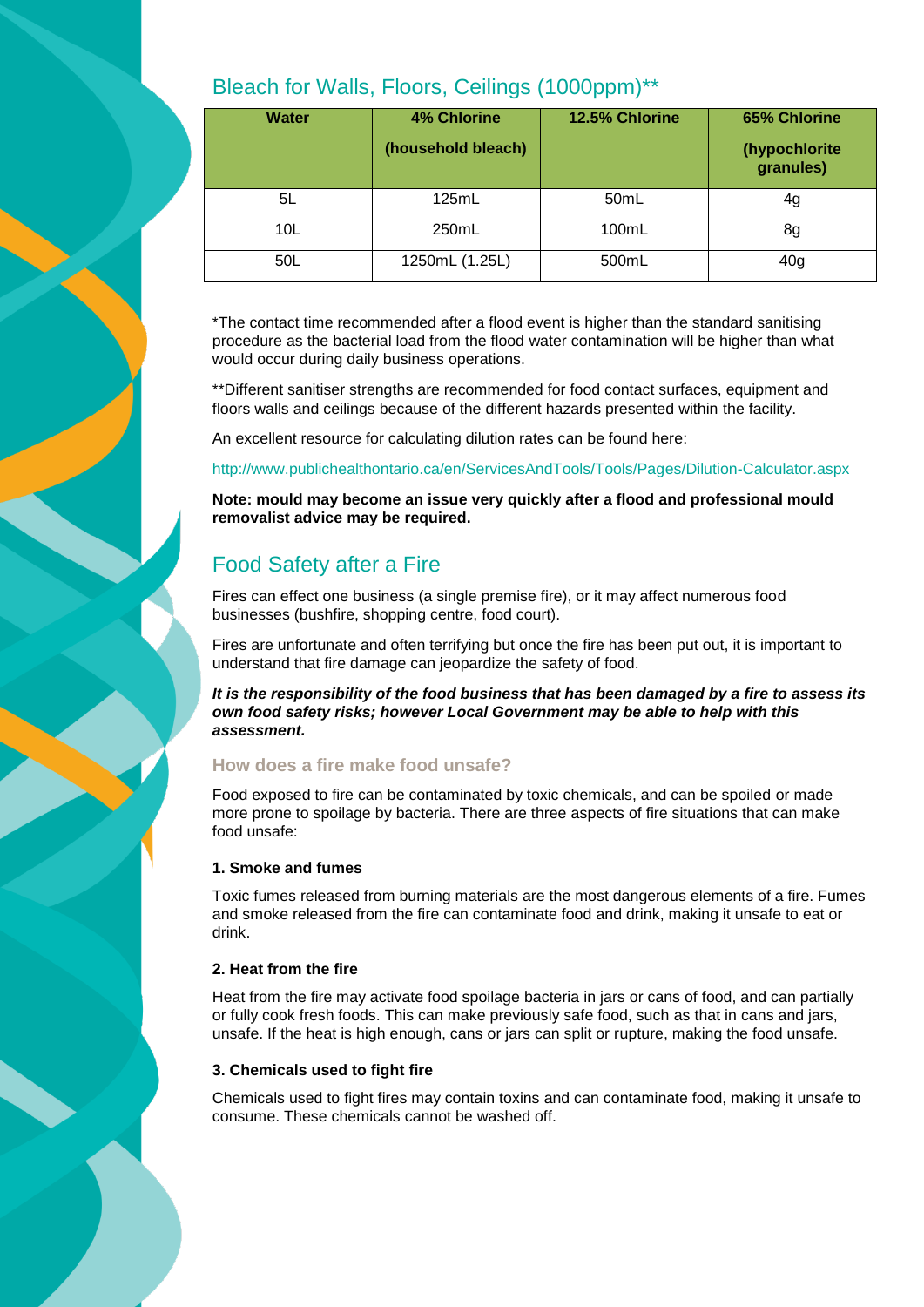## Bleach for Walls, Floors, Ceilings (1000ppm)**

| Water | 4% Chlorine (household bleach) | 12.5% Chlorine | 65% Chlorine (hypochlorite granules) |
|---|---|---|---|
| 5L | 125mL | 50mL | 4g |
| 10L | 250mL | 100mL | 8g |
| 50L | 1250mL (1.25L) | 500mL | 40g |

*The contact time recommended after a flood event is higher than the standard sanitising procedure as the bacterial load from the flood water contamination will be higher than what would occur during daily business operations.

**Different sanitiser strengths are recommended for food contact surfaces, equipment and floors walls and ceilings because of the different hazards presented within the facility.

An excellent resource for calculating dilution rates can be found here:

http://www.publichealthontario.ca/en/ServicesAndTools/Tools/Pages/Dilution-Calculator.aspx

**Note: mould may become an issue very quickly after a flood and professional mould removalist advice may be required.**

## Food Safety after a Fire

Fires can effect one business (a single premise fire), or it may affect numerous food businesses (bushfire, shopping centre, food court).

Fires are unfortunate and often terrifying but once the fire has been put out, it is important to understand that fire damage can jeopardize the safety of food.

***It is the responsibility of the food business that has been damaged by a fire to assess its own food safety risks; however Local Government may be able to help with this assessment.***

### How does a fire make food unsafe?

Food exposed to fire can be contaminated by toxic chemicals, and can be spoiled or made more prone to spoilage by bacteria. There are three aspects of fire situations that can make food unsafe:

#### 1. Smoke and fumes

Toxic fumes released from burning materials are the most dangerous elements of a fire. Fumes and smoke released from the fire can contaminate food and drink, making it unsafe to eat or drink.

#### 2. Heat from the fire

Heat from the fire may activate food spoilage bacteria in jars or cans of food, and can partially or fully cook fresh foods. This can make previously safe food, such as that in cans and jars, unsafe. If the heat is high enough, cans or jars can split or rupture, making the food unsafe.

#### 3. Chemicals used to fight fire

Chemicals used to fight fires may contain toxins and can contaminate food, making it unsafe to consume. These chemicals cannot be washed off.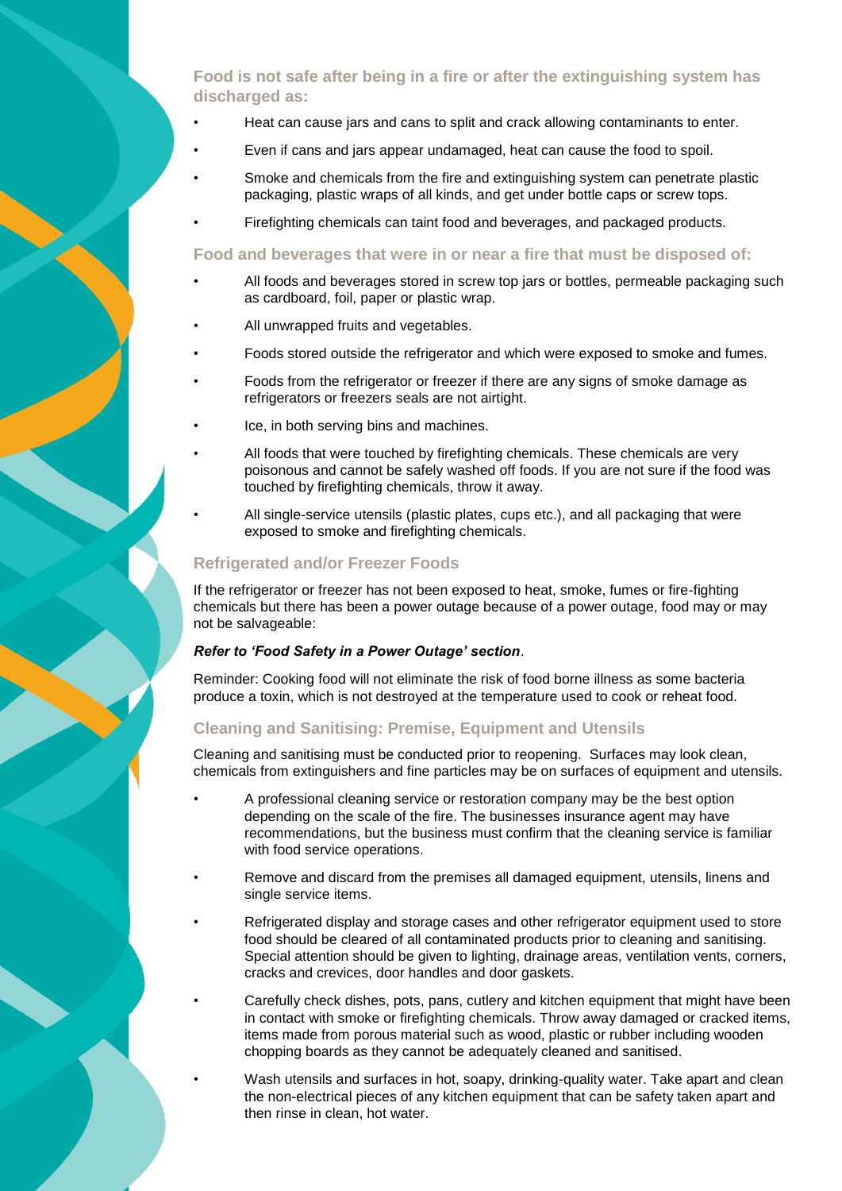### Food is not safe after being in a fire or after the extinguishing system has discharged as:

- Heat can cause jars and cans to split and crack allowing contaminants to enter.
- Even if cans and jars appear undamaged, heat can cause the food to spoil.
- Smoke and chemicals from the fire and extinguishing system can penetrate plastic packaging, plastic wraps of all kinds, and get under bottle caps or screw tops.
- Firefighting chemicals can taint food and beverages, and packaged products.

### Food and beverages that were in or near a fire that must be disposed of:

- All foods and beverages stored in screw top jars or bottles, permeable packaging such as cardboard, foil, paper or plastic wrap.
- All unwrapped fruits and vegetables.
- Foods stored outside the refrigerator and which were exposed to smoke and fumes.
- Foods from the refrigerator or freezer if there are any signs of smoke damage as refrigerators or freezers seals are not airtight.
- Ice, in both serving bins and machines.
- All foods that were touched by firefighting chemicals. These chemicals are very poisonous and cannot be safely washed off foods. If you are not sure if the food was touched by firefighting chemicals, throw it away.
- All single-service utensils (plastic plates, cups etc.), and all packaging that were exposed to smoke and firefighting chemicals.

### Refrigerated and/or Freezer Foods

If the refrigerator or freezer has not been exposed to heat, smoke, fumes or fire-fighting chemicals but there has been a power outage because of a power outage, food may or may not be salvageable:

***Refer to 'Food Safety in a Power Outage' section***.

Reminder: Cooking food will not eliminate the risk of food borne illness as some bacteria produce a toxin, which is not destroyed at the temperature used to cook or reheat food.

### Cleaning and Sanitising: Premise, Equipment and Utensils

Cleaning and sanitising must be conducted prior to reopening. Surfaces may look clean, chemicals from extinguishers and fine particles may be on surfaces of equipment and utensils.

- A professional cleaning service or restoration company may be the best option depending on the scale of the fire. The businesses insurance agent may have recommendations, but the business must confirm that the cleaning service is familiar with food service operations.
- Remove and discard from the premises all damaged equipment, utensils, linens and single service items.
- Refrigerated display and storage cases and other refrigerator equipment used to store food should be cleared of all contaminated products prior to cleaning and sanitising. Special attention should be given to lighting, drainage areas, ventilation vents, corners, cracks and crevices, door handles and door gaskets.
- Carefully check dishes, pots, pans, cutlery and kitchen equipment that might have been in contact with smoke or firefighting chemicals. Throw away damaged or cracked items, items made from porous material such as wood, plastic or rubber including wooden chopping boards as they cannot be adequately cleaned and sanitised.
- Wash utensils and surfaces in hot, soapy, drinking-quality water. Take apart and clean the non-electrical pieces of any kitchen equipment that can be safety taken apart and then rinse in clean, hot water.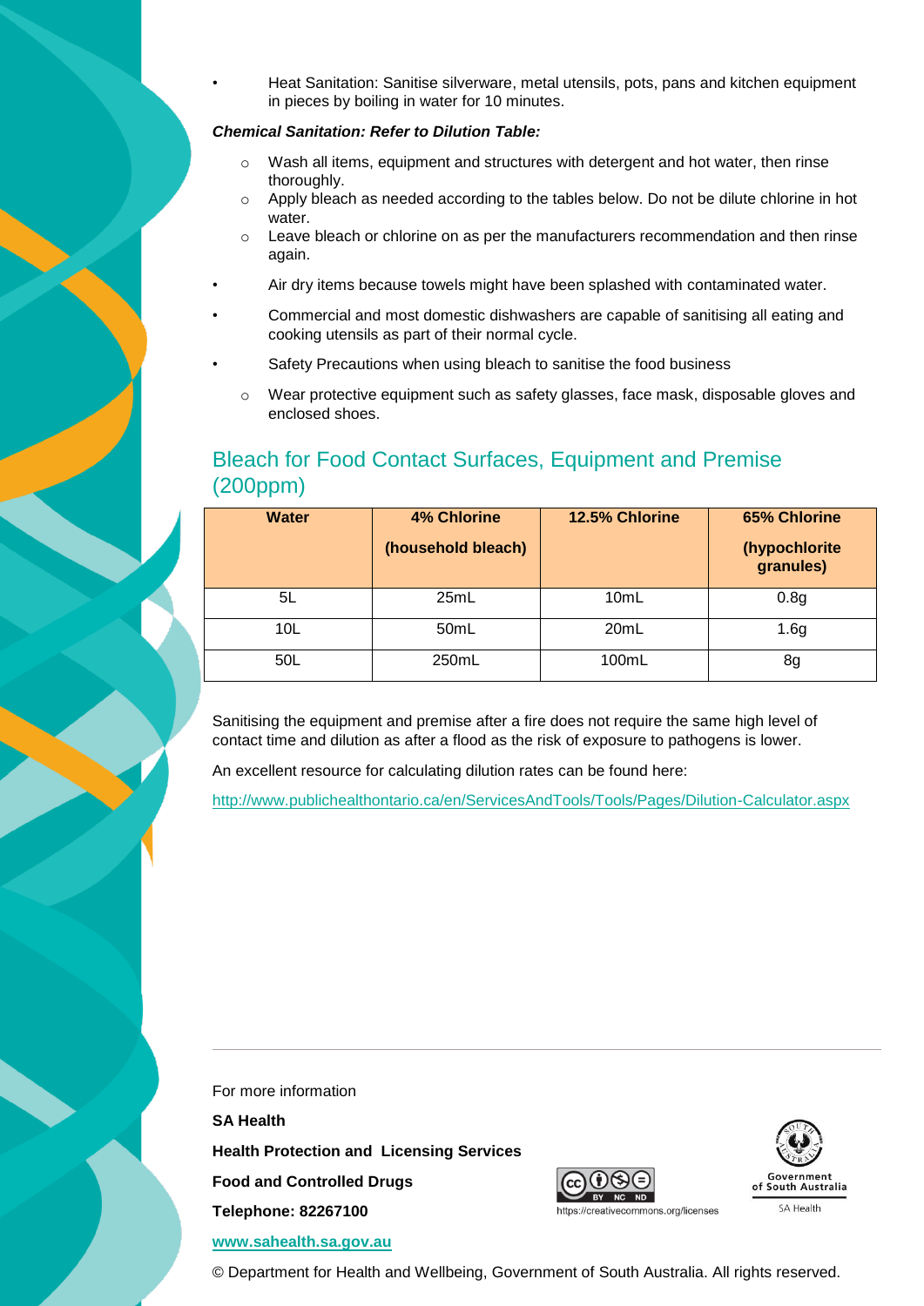- Heat Sanitation: Sanitise silverware, metal utensils, pots, pans and kitchen equipment in pieces by boiling in water for 10 minutes.

***Chemical Sanitation: Refer to Dilution Table:***

  - Wash all items, equipment and structures with detergent and hot water, then rinse thoroughly.
  - Apply bleach as needed according to the tables below. Do not be dilute chlorine in hot water.
  - Leave bleach or chlorine on as per the manufacturers recommendation and then rinse again.

- Air dry items because towels might have been splashed with contaminated water.
- Commercial and most domestic dishwashers are capable of sanitising all eating and cooking utensils as part of their normal cycle.
- Safety Precautions when using bleach to sanitise the food business
  - Wear protective equipment such as safety glasses, face mask, disposable gloves and enclosed shoes.

## Bleach for Food Contact Surfaces, Equipment and Premise (200ppm)

| Water | 4% Chlorine (household bleach) | 12.5% Chlorine | 65% Chlorine (hypochlorite granules) |
|---|---|---|---|
| 5L | 25mL | 10mL | 0.8g |
| 10L | 50mL | 20mL | 1.6g |
| 50L | 250mL | 100mL | 8g |

Sanitising the equipment and premise after a fire does not require the same high level of contact time and dilution as after a flood as the risk of exposure to pathogens is lower.

An excellent resource for calculating dilution rates can be found here:

http://www.publichealthontario.ca/en/ServicesAndTools/Tools/Pages/Dilution-Calculator.aspx

For more information

**SA Health**

**Health Protection and Licensing Services**

**Food and Controlled Drugs**

**Telephone: 82267100**

**www.sahealth.sa.gov.au**

https://creativecommons.org/licenses

Government of South Australia

SA Health

© Department for Health and Wellbeing, Government of South Australia. All rights reserved.